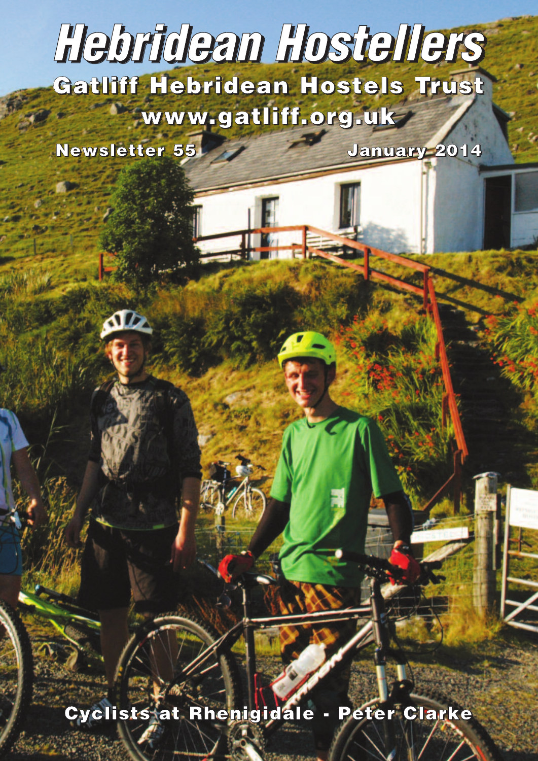# Hebridean Hostellers

## Gatliff Hebridean Hostels Trust

**www.gatliff.org.uk**

**Newsletter 55** **January 2014**

**Cyclists at Rhenigidale - Peter Clarke**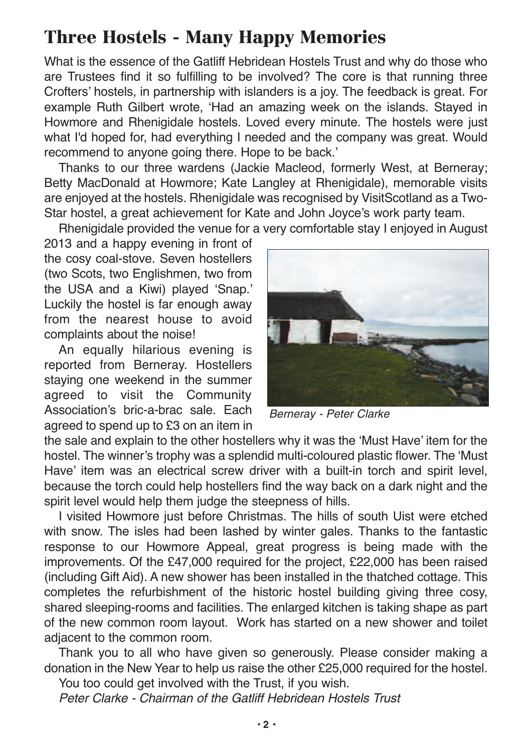# Three Hostels - Many Happy Memories

What is the essence of the Gatliff Hebridean Hostels Trust and why do those who are Trustees find it so fulfilling to be involved? The core is that running three Crofters' hostels, in partnership with islanders is a joy. The feedback is great. For example Ruth Gilbert wrote, 'Had an amazing week on the islands. Stayed in Howmore and Rhenigidale hostels. Loved every minute. The hostels were just what I'd hoped for, had everything I needed and the company was great. Would recommend to anyone going there. Hope to be back.'

Thanks to our three wardens (Jackie Macleod, formerly West, at Berneray; Betty MacDonald at Howmore; Kate Langley at Rhenigidale), memorable visits are enjoyed at the hostels. Rhenigidale was recognised by VisitScotland as a Two-Star hostel, a great achievement for Kate and John Joyce's work party team.

Rhenigidale provided the venue for a very comfortable stay I enjoyed in August 2013 and a happy evening in front of the cosy coal-stove. Seven hostellers (two Scots, two Englishmen, two from the USA and a Kiwi) played 'Snap.' Luckily the hostel is far enough away from the nearest house to avoid complaints about the noise!

*Berneray - Peter Clarke*

An equally hilarious evening is reported from Berneray. Hostellers staying one weekend in the summer agreed to visit the Community Association's bric-a-brac sale. Each agreed to spend up to £3 on an item in the sale and explain to the other hostellers why it was the 'Must Have' item for the hostel. The winner's trophy was a splendid multi-coloured plastic flower. The 'Must Have' item was an electrical screw driver with a built-in torch and spirit level, because the torch could help hostellers find the way back on a dark night and the spirit level would help them judge the steepness of hills.

I visited Howmore just before Christmas. The hills of south Uist were etched with snow. The isles had been lashed by winter gales. Thanks to the fantastic response to our Howmore Appeal, great progress is being made with the improvements. Of the £47,000 required for the project, £22,000 has been raised (including Gift Aid). A new shower has been installed in the thatched cottage. This completes the refurbishment of the historic hostel building giving three cosy, shared sleeping-rooms and facilities. The enlarged kitchen is taking shape as part of the new common room layout. Work has started on a new shower and toilet adjacent to the common room.

Thank you to all who have given so generously. Please consider making a donation in the New Year to help us raise the other £25,000 required for the hostel.

You too could get involved with the Trust, if you wish.

*Peter Clarke - Chairman of the Gatliff Hebridean Hostels Trust*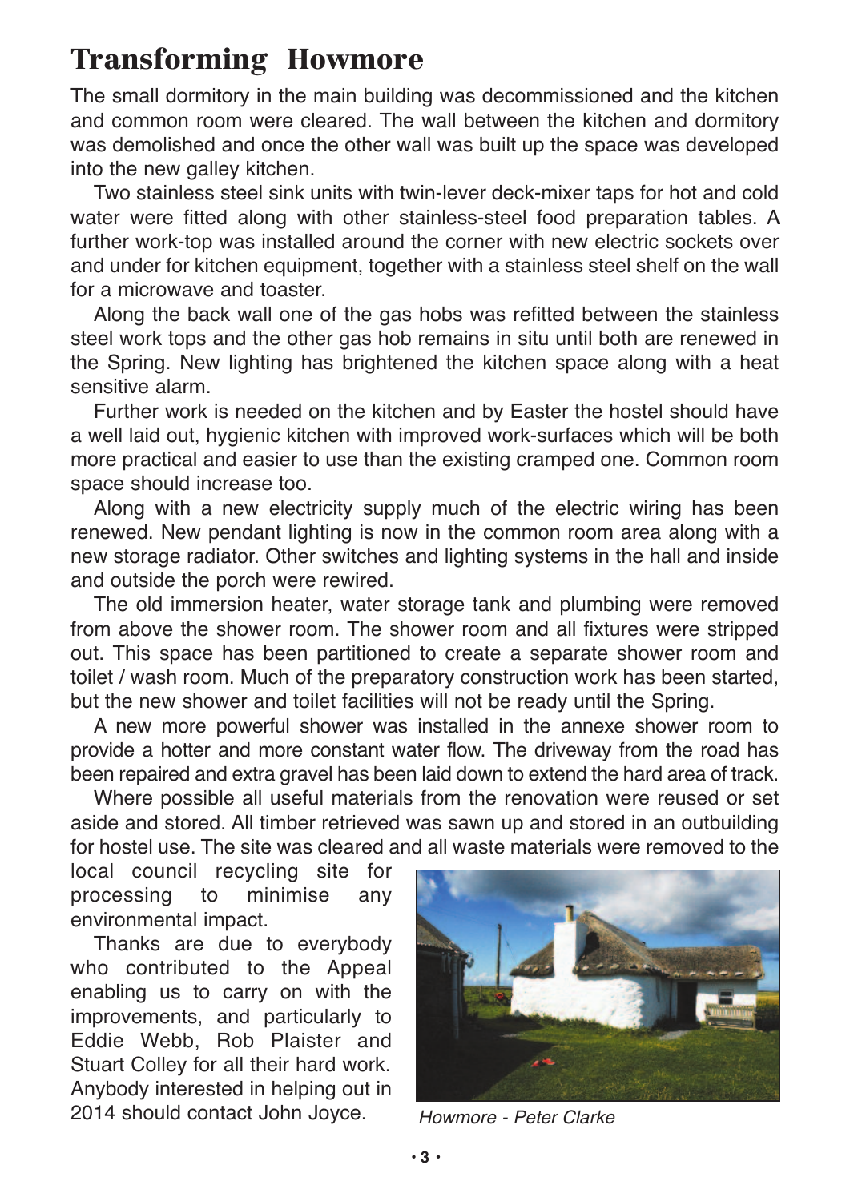# Transforming Howmore

The small dormitory in the main building was decommissioned and the kitchen and common room were cleared. The wall between the kitchen and dormitory was demolished and once the other wall was built up the space was developed into the new galley kitchen.

Two stainless steel sink units with twin-lever deck-mixer taps for hot and cold water were fitted along with other stainless-steel food preparation tables. A further work-top was installed around the corner with new electric sockets over and under for kitchen equipment, together with a stainless steel shelf on the wall for a microwave and toaster.

Along the back wall one of the gas hobs was refitted between the stainless steel work tops and the other gas hob remains in situ until both are renewed in the Spring. New lighting has brightened the kitchen space along with a heat sensitive alarm.

Further work is needed on the kitchen and by Easter the hostel should have a well laid out, hygienic kitchen with improved work-surfaces which will be both more practical and easier to use than the existing cramped one. Common room space should increase too.

Along with a new electricity supply much of the electric wiring has been renewed. New pendant lighting is now in the common room area along with a new storage radiator. Other switches and lighting systems in the hall and inside and outside the porch were rewired.

The old immersion heater, water storage tank and plumbing were removed from above the shower room. The shower room and all fixtures were stripped out. This space has been partitioned to create a separate shower room and toilet / wash room. Much of the preparatory construction work has been started, but the new shower and toilet facilities will not be ready until the Spring.

A new more powerful shower was installed in the annexe shower room to provide a hotter and more constant water flow. The driveway from the road has been repaired and extra gravel has been laid down to extend the hard area of track.

Where possible all useful materials from the renovation were reused or set aside and stored. All timber retrieved was sawn up and stored in an outbuilding for hostel use. The site was cleared and all waste materials were removed to the local council recycling site for processing to minimise any environmental impact.

Thanks are due to everybody who contributed to the Appeal enabling us to carry on with the improvements, and particularly to Eddie Webb, Rob Plaister and Stuart Colley for all their hard work. Anybody interested in helping out in 2014 should contact John Joyce.

*Howmore - Peter Clarke*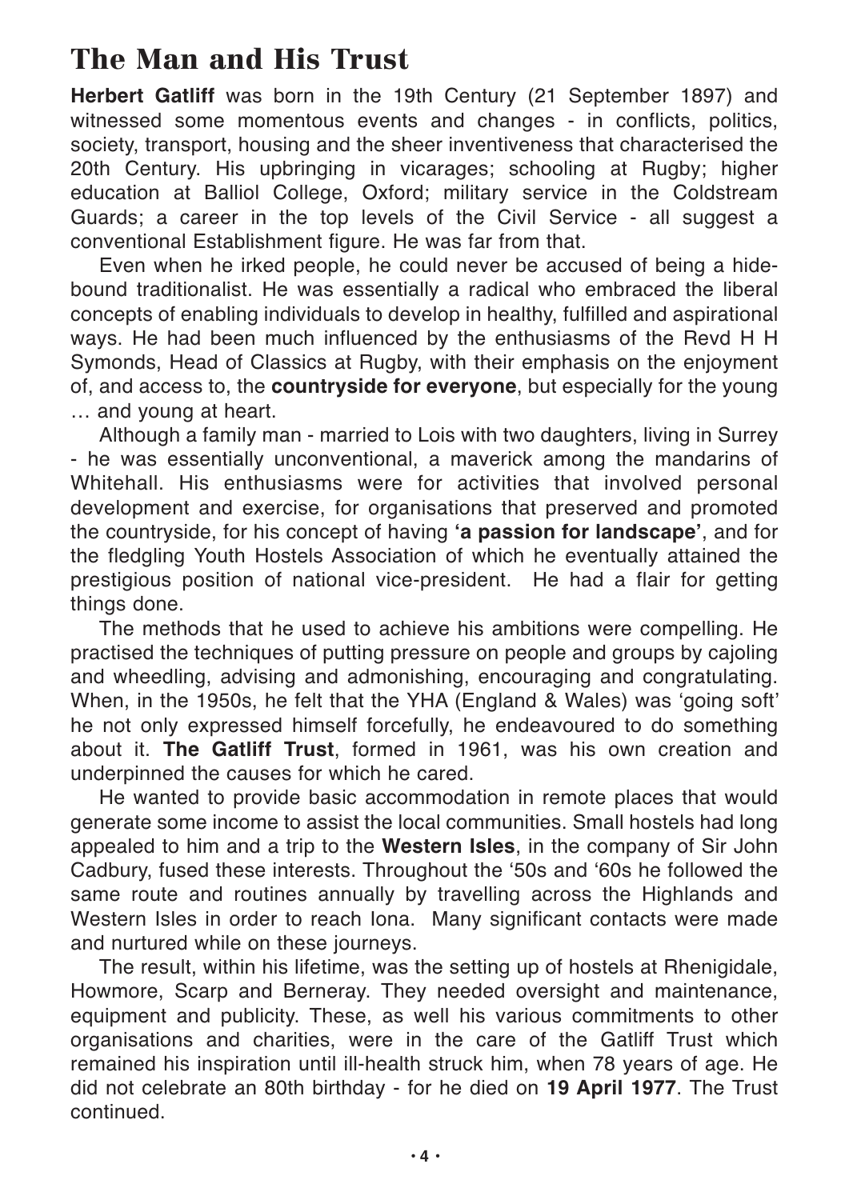# The Man and His Trust

**Herbert Gatliff** was born in the 19th Century (21 September 1897) and witnessed some momentous events and changes - in conflicts, politics, society, transport, housing and the sheer inventiveness that characterised the 20th Century. His upbringing in vicarages; schooling at Rugby; higher education at Balliol College, Oxford; military service in the Coldstream Guards; a career in the top levels of the Civil Service - all suggest a conventional Establishment figure. He was far from that.

Even when he irked people, he could never be accused of being a hide-bound traditionalist. He was essentially a radical who embraced the liberal concepts of enabling individuals to develop in healthy, fulfilled and aspirational ways. He had been much influenced by the enthusiasms of the Revd H H Symonds, Head of Classics at Rugby, with their emphasis on the enjoyment of, and access to, the **countryside for everyone**, but especially for the young … and young at heart.

Although a family man - married to Lois with two daughters, living in Surrey - he was essentially unconventional, a maverick among the mandarins of Whitehall. His enthusiasms were for activities that involved personal development and exercise, for organisations that preserved and promoted the countryside, for his concept of having **'a passion for landscape'**, and for the fledgling Youth Hostels Association of which he eventually attained the prestigious position of national vice-president. He had a flair for getting things done.

The methods that he used to achieve his ambitions were compelling. He practised the techniques of putting pressure on people and groups by cajoling and wheedling, advising and admonishing, encouraging and congratulating. When, in the 1950s, he felt that the YHA (England & Wales) was 'going soft' he not only expressed himself forcefully, he endeavoured to do something about it. **The Gatliff Trust**, formed in 1961, was his own creation and underpinned the causes for which he cared.

He wanted to provide basic accommodation in remote places that would generate some income to assist the local communities. Small hostels had long appealed to him and a trip to the **Western Isles**, in the company of Sir John Cadbury, fused these interests. Throughout the '50s and '60s he followed the same route and routines annually by travelling across the Highlands and Western Isles in order to reach Iona. Many significant contacts were made and nurtured while on these journeys.

The result, within his lifetime, was the setting up of hostels at Rhenigidale, Howmore, Scarp and Berneray. They needed oversight and maintenance, equipment and publicity. These, as well his various commitments to other organisations and charities, were in the care of the Gatliff Trust which remained his inspiration until ill-health struck him, when 78 years of age. He did not celebrate an 80th birthday - for he died on **19 April 1977**. The Trust continued.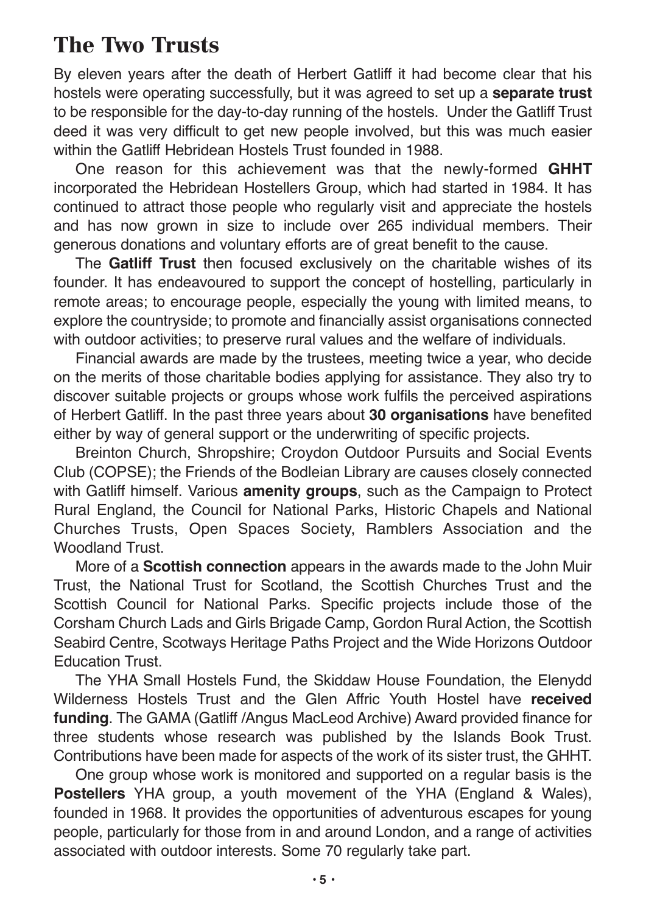## The Two Trusts

By eleven years after the death of Herbert Gatliff it had become clear that his hostels were operating successfully, but it was agreed to set up a **separate trust** to be responsible for the day-to-day running of the hostels. Under the Gatliff Trust deed it was very difficult to get new people involved, but this was much easier within the Gatliff Hebridean Hostels Trust founded in 1988.

One reason for this achievement was that the newly-formed **GHHT** incorporated the Hebridean Hostellers Group, which had started in 1984. It has continued to attract those people who regularly visit and appreciate the hostels and has now grown in size to include over 265 individual members. Their generous donations and voluntary efforts are of great benefit to the cause.

The **Gatliff Trust** then focused exclusively on the charitable wishes of its founder. It has endeavoured to support the concept of hostelling, particularly in remote areas; to encourage people, especially the young with limited means, to explore the countryside; to promote and financially assist organisations connected with outdoor activities; to preserve rural values and the welfare of individuals.

Financial awards are made by the trustees, meeting twice a year, who decide on the merits of those charitable bodies applying for assistance. They also try to discover suitable projects or groups whose work fulfils the perceived aspirations of Herbert Gatliff. In the past three years about **30 organisations** have benefited either by way of general support or the underwriting of specific projects.

Breinton Church, Shropshire; Croydon Outdoor Pursuits and Social Events Club (COPSE); the Friends of the Bodleian Library are causes closely connected with Gatliff himself. Various **amenity groups**, such as the Campaign to Protect Rural England, the Council for National Parks, Historic Chapels and National Churches Trusts, Open Spaces Society, Ramblers Association and the Woodland Trust.

More of a **Scottish connection** appears in the awards made to the John Muir Trust, the National Trust for Scotland, the Scottish Churches Trust and the Scottish Council for National Parks. Specific projects include those of the Corsham Church Lads and Girls Brigade Camp, Gordon Rural Action, the Scottish Seabird Centre, Scotways Heritage Paths Project and the Wide Horizons Outdoor Education Trust.

The YHA Small Hostels Fund, the Skiddaw House Foundation, the Elenydd Wilderness Hostels Trust and the Glen Affric Youth Hostel have **received funding**. The GAMA (Gatliff /Angus MacLeod Archive) Award provided finance for three students whose research was published by the Islands Book Trust. Contributions have been made for aspects of the work of its sister trust, the GHHT.

One group whose work is monitored and supported on a regular basis is the **Postellers** YHA group, a youth movement of the YHA (England & Wales), founded in 1968. It provides the opportunities of adventurous escapes for young people, particularly for those from in and around London, and a range of activities associated with outdoor interests. Some 70 regularly take part.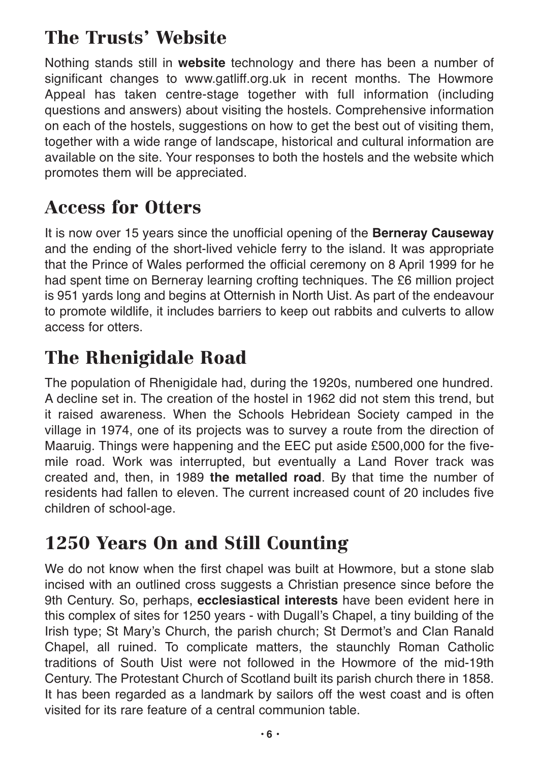## The Trusts' Website

Nothing stands still in **website** technology and there has been a number of significant changes to www.gatliff.org.uk in recent months. The Howmore Appeal has taken centre-stage together with full information (including questions and answers) about visiting the hostels. Comprehensive information on each of the hostels, suggestions on how to get the best out of visiting them, together with a wide range of landscape, historical and cultural information are available on the site. Your responses to both the hostels and the website which promotes them will be appreciated.

## Access for Otters

It is now over 15 years since the unofficial opening of the **Berneray Causeway** and the ending of the short-lived vehicle ferry to the island. It was appropriate that the Prince of Wales performed the official ceremony on 8 April 1999 for he had spent time on Berneray learning crofting techniques. The £6 million project is 951 yards long and begins at Otternish in North Uist. As part of the endeavour to promote wildlife, it includes barriers to keep out rabbits and culverts to allow access for otters.

## The Rhenigidale Road

The population of Rhenigidale had, during the 1920s, numbered one hundred. A decline set in. The creation of the hostel in 1962 did not stem this trend, but it raised awareness. When the Schools Hebridean Society camped in the village in 1974, one of its projects was to survey a route from the direction of Maaruig. Things were happening and the EEC put aside £500,000 for the five-mile road. Work was interrupted, but eventually a Land Rover track was created and, then, in 1989 **the metalled road**. By that time the number of residents had fallen to eleven. The current increased count of 20 includes five children of school-age.

## 1250 Years On and Still Counting

We do not know when the first chapel was built at Howmore, but a stone slab incised with an outlined cross suggests a Christian presence since before the 9th Century. So, perhaps, **ecclesiastical interests** have been evident here in this complex of sites for 1250 years - with Dugall's Chapel, a tiny building of the Irish type; St Mary's Church, the parish church; St Dermot's and Clan Ranald Chapel, all ruined. To complicate matters, the staunchly Roman Catholic traditions of South Uist were not followed in the Howmore of the mid-19th Century. The Protestant Church of Scotland built its parish church there in 1858. It has been regarded as a landmark by sailors off the west coast and is often visited for its rare feature of a central communion table.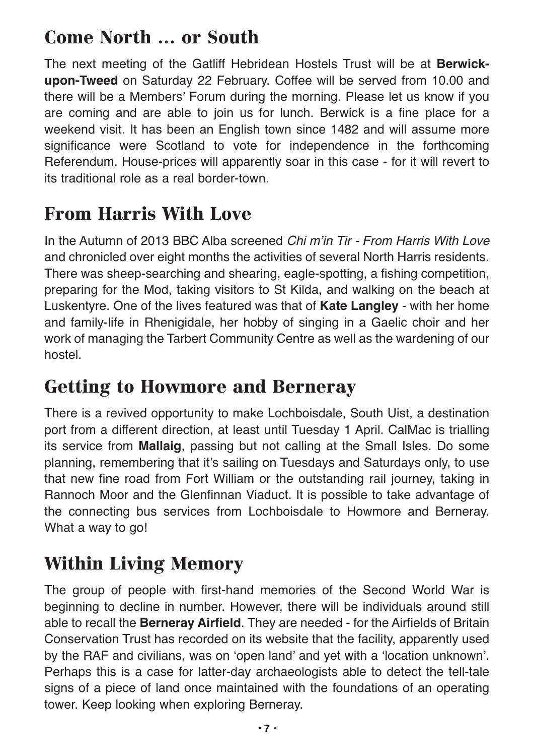## Come North ... or South

The next meeting of the Gatliff Hebridean Hostels Trust will be at **Berwick-upon-Tweed** on Saturday 22 February. Coffee will be served from 10.00 and there will be a Members' Forum during the morning. Please let us know if you are coming and are able to join us for lunch. Berwick is a fine place for a weekend visit. It has been an English town since 1482 and will assume more significance were Scotland to vote for independence in the forthcoming Referendum. House-prices will apparently soar in this case - for it will revert to its traditional role as a real border-town.

## From Harris With Love

In the Autumn of 2013 BBC Alba screened *Chi m'in Tir - From Harris With Love* and chronicled over eight months the activities of several North Harris residents. There was sheep-searching and shearing, eagle-spotting, a fishing competition, preparing for the Mod, taking visitors to St Kilda, and walking on the beach at Luskentyre. One of the lives featured was that of **Kate Langley** - with her home and family-life in Rhenigidale, her hobby of singing in a Gaelic choir and her work of managing the Tarbert Community Centre as well as the wardening of our hostel.

## Getting to Howmore and Berneray

There is a revived opportunity to make Lochboisdale, South Uist, a destination port from a different direction, at least until Tuesday 1 April. CalMac is trialling its service from **Mallaig**, passing but not calling at the Small Isles. Do some planning, remembering that it's sailing on Tuesdays and Saturdays only, to use that new fine road from Fort William or the outstanding rail journey, taking in Rannoch Moor and the Glenfinnan Viaduct. It is possible to take advantage of the connecting bus services from Lochboisdale to Howmore and Berneray. What a way to go!

## Within Living Memory

The group of people with first-hand memories of the Second World War is beginning to decline in number. However, there will be individuals around still able to recall the **Berneray Airfield**. They are needed - for the Airfields of Britain Conservation Trust has recorded on its website that the facility, apparently used by the RAF and civilians, was on 'open land' and yet with a 'location unknown'. Perhaps this is a case for latter-day archaeologists able to detect the tell-tale signs of a piece of land once maintained with the foundations of an operating tower. Keep looking when exploring Berneray.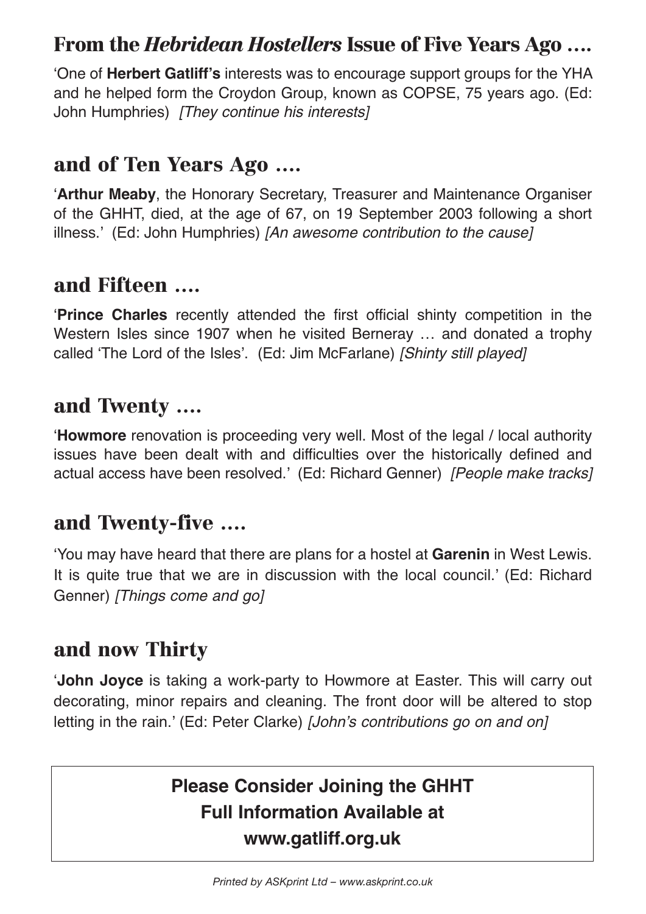## From the *Hebridean Hostellers* Issue of Five Years Ago ....

'One of **Herbert Gatliff's** interests was to encourage support groups for the YHA and he helped form the Croydon Group, known as COPSE, 75 years ago. (Ed: John Humphries) *[They continue his interests]*

## and of Ten Years Ago ....

'**Arthur Meaby**, the Honorary Secretary, Treasurer and Maintenance Organiser of the GHHT, died, at the age of 67, on 19 September 2003 following a short illness.' (Ed: John Humphries) *[An awesome contribution to the cause]*

## and Fifteen ....

'**Prince Charles** recently attended the first official shinty competition in the Western Isles since 1907 when he visited Berneray … and donated a trophy called 'The Lord of the Isles'. (Ed: Jim McFarlane) *[Shinty still played]*

## and Twenty ....

'**Howmore** renovation is proceeding very well. Most of the legal / local authority issues have been dealt with and difficulties over the historically defined and actual access have been resolved.' (Ed: Richard Genner) *[People make tracks]*

## and Twenty-five ....

'You may have heard that there are plans for a hostel at **Garenin** in West Lewis. It is quite true that we are in discussion with the local council.' (Ed: Richard Genner) *[Things come and go]*

## and now Thirty

'**John Joyce** is taking a work-party to Howmore at Easter. This will carry out decorating, minor repairs and cleaning. The front door will be altered to stop letting in the rain.' (Ed: Peter Clarke) *[John's contributions go on and on]*

**Please Consider Joining the GHHT**
**Full Information Available at**
**www.gatliff.org.uk**

*Printed by ASKprint Ltd – www.askprint.co.uk*